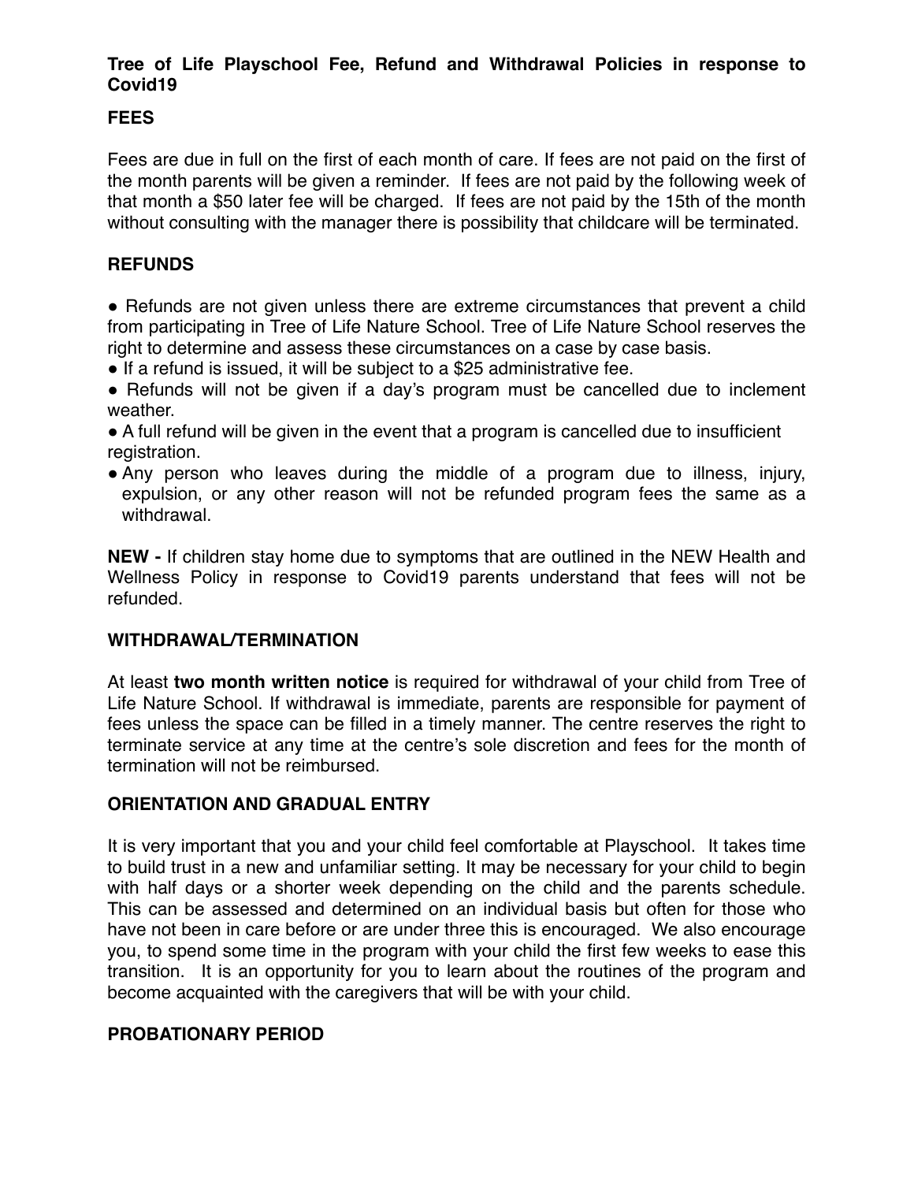**Tree of Life Playschool Fee, Refund and Withdrawal Policies in response to Covid19**

## FEES

Fees are due in full on the first of each month of care. If fees are not paid on the first of the month parents will be given a reminder. If fees are not paid by the following week of that month a $50 later fee will be charged. If fees are not paid by the 15th of the month without consulting with the manager there is possibility that childcare will be terminated.

## REFUNDS

- Refunds are not given unless there are extreme circumstances that prevent a child from participating in Tree of Life Nature School. Tree of Life Nature School reserves the right to determine and assess these circumstances on a case by case basis.
- If a refund is issued, it will be subject to a $25 administrative fee.
- Refunds will not be given if a day's program must be cancelled due to inclement weather.
- A full refund will be given in the event that a program is cancelled due to insufficient registration.
- Any person who leaves during the middle of a program due to illness, injury, expulsion, or any other reason will not be refunded program fees the same as a withdrawal.

**NEW -** If children stay home due to symptoms that are outlined in the NEW Health and Wellness Policy in response to Covid19 parents understand that fees will not be refunded.

## WITHDRAWAL/TERMINATION

At least **two month written notice** is required for withdrawal of your child from Tree of Life Nature School. If withdrawal is immediate, parents are responsible for payment of fees unless the space can be filled in a timely manner. The centre reserves the right to terminate service at any time at the centre's sole discretion and fees for the month of termination will not be reimbursed.

## ORIENTATION AND GRADUAL ENTRY

It is very important that you and your child feel comfortable at Playschool. It takes time to build trust in a new and unfamiliar setting. It may be necessary for your child to begin with half days or a shorter week depending on the child and the parents schedule. This can be assessed and determined on an individual basis but often for those who have not been in care before or are under three this is encouraged. We also encourage you, to spend some time in the program with your child the first few weeks to ease this transition. It is an opportunity for you to learn about the routines of the program and become acquainted with the caregivers that will be with your child.

## PROBATIONARY PERIOD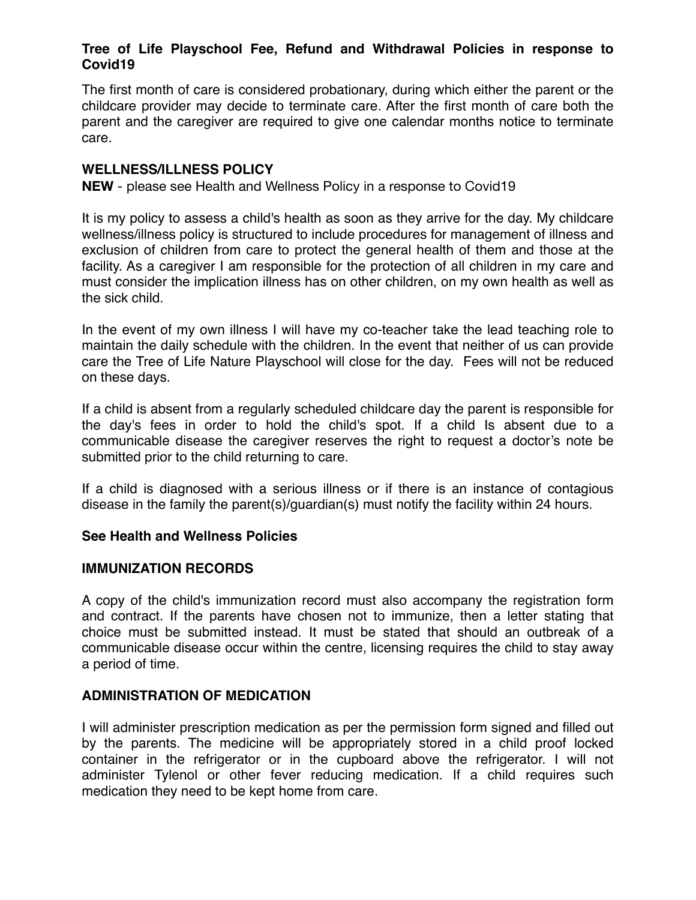**Tree of Life Playschool Fee, Refund and Withdrawal Policies in response to Covid19**

The first month of care is considered probationary, during which either the parent or the childcare provider may decide to terminate care. After the first month of care both the parent and the caregiver are required to give one calendar months notice to terminate care.

**WELLNESS/ILLNESS POLICY**

**NEW** - please see Health and Wellness Policy in a response to Covid19

It is my policy to assess a child's health as soon as they arrive for the day. My childcare wellness/illness policy is structured to include procedures for management of illness and exclusion of children from care to protect the general health of them and those at the facility. As a caregiver I am responsible for the protection of all children in my care and must consider the implication illness has on other children, on my own health as well as the sick child.

In the event of my own illness I will have my co-teacher take the lead teaching role to maintain the daily schedule with the children. In the event that neither of us can provide care the Tree of Life Nature Playschool will close for the day. Fees will not be reduced on these days.

If a child is absent from a regularly scheduled childcare day the parent is responsible for the day's fees in order to hold the child's spot. If a child Is absent due to a communicable disease the caregiver reserves the right to request a doctor's note be submitted prior to the child returning to care.

If a child is diagnosed with a serious illness or if there is an instance of contagious disease in the family the parent(s)/guardian(s) must notify the facility within 24 hours.

**See Health and Wellness Policies**

**IMMUNIZATION RECORDS**

A copy of the child's immunization record must also accompany the registration form and contract. If the parents have chosen not to immunize, then a letter stating that choice must be submitted instead. It must be stated that should an outbreak of a communicable disease occur within the centre, licensing requires the child to stay away a period of time.

**ADMINISTRATION OF MEDICATION**

I will administer prescription medication as per the permission form signed and filled out by the parents. The medicine will be appropriately stored in a child proof locked container in the refrigerator or in the cupboard above the refrigerator. I will not administer Tylenol or other fever reducing medication. If a child requires such medication they need to be kept home from care.